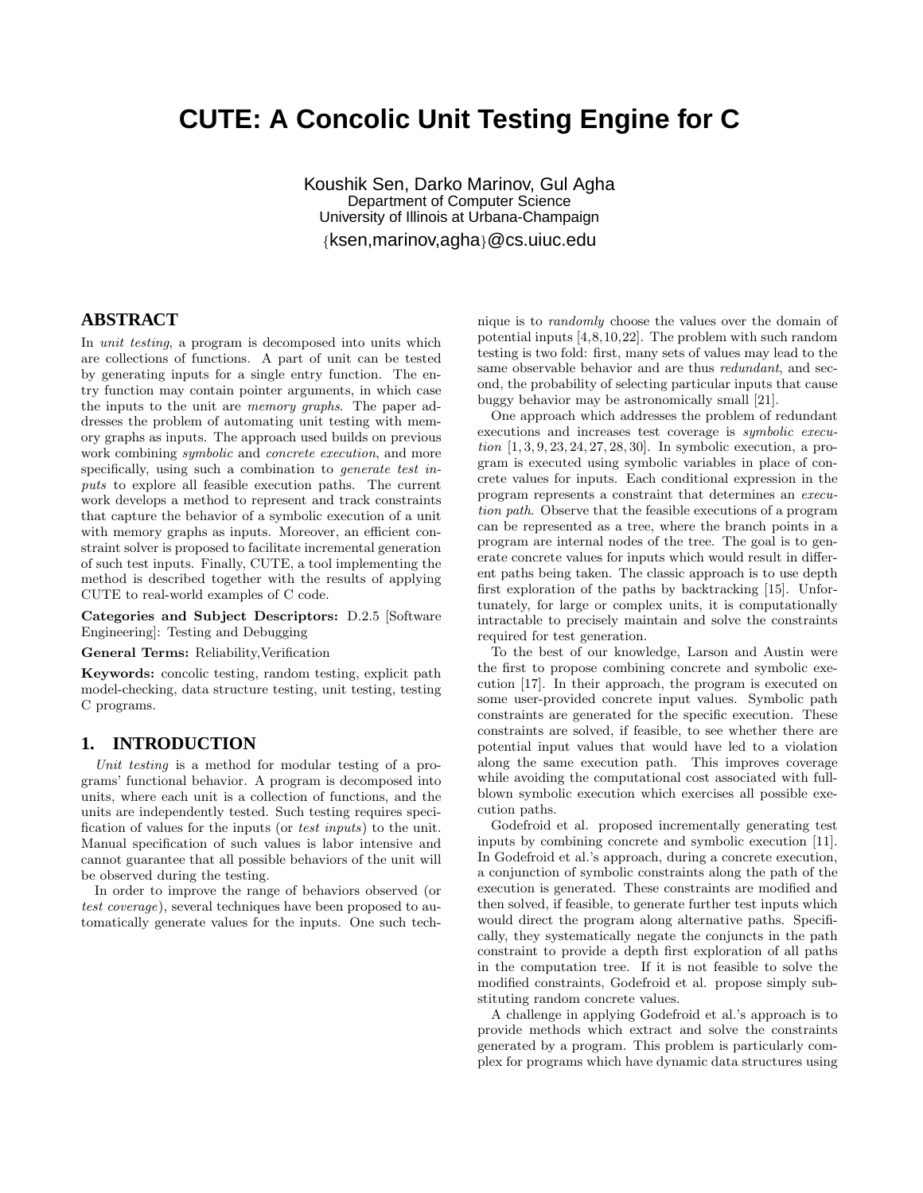// CUTE: A Concolic Unit Testing Engine for C

Koushik Sen, Darko Marinov, Gul Agha
Department of Computer Science
University of Illinois at Urbana-Champaign
{ksen,marinov,agha}@cs.uiuc.edu

## ABSTRACT

In *unit testing*, a program is decomposed into units which are collections of functions. A part of unit can be tested by generating inputs for a single entry function. The entry function may contain pointer arguments, in which case the inputs to the unit are *memory graphs*. The paper addresses the problem of automating unit testing with memory graphs as inputs. The approach used builds on previous work combining *symbolic* and *concrete execution*, and more specifically, using such a combination to *generate test inputs* to explore all feasible execution paths. The current work develops a method to represent and track constraints that capture the behavior of a symbolic execution of a unit with memory graphs as inputs. Moreover, an efficient constraint solver is proposed to facilitate incremental generation of such test inputs. Finally, CUTE, a tool implementing the method is described together with the results of applying CUTE to real-world examples of C code.

**Categories and Subject Descriptors:** D.2.5 [Software Engineering]: Testing and Debugging

**General Terms:** Reliability,Verification

**Keywords:** concolic testing, random testing, explicit path model-checking, data structure testing, unit testing, testing C programs.

## 1. INTRODUCTION

*Unit testing* is a method for modular testing of a programs' functional behavior. A program is decomposed into units, where each unit is a collection of functions, and the units are independently tested. Such testing requires specification of values for the inputs (or *test inputs*) to the unit. Manual specification of such values is labor intensive and cannot guarantee that all possible behaviors of the unit will be observed during the testing.

In order to improve the range of behaviors observed (or *test coverage*), several techniques have been proposed to automatically generate values for the inputs. One such technique is to *randomly* choose the values over the domain of potential inputs [4,8,10,22]. The problem with such random testing is two fold: first, many sets of values may lead to the same observable behavior and are thus *redundant*, and second, the probability of selecting particular inputs that cause buggy behavior may be astronomically small [21].

One approach which addresses the problem of redundant executions and increases test coverage is *symbolic execution* [1,3,9,23,24,27,28,30]. In symbolic execution, a program is executed using symbolic variables in place of concrete values for inputs. Each conditional expression in the program represents a constraint that determines an *execution path*. Observe that the feasible executions of a program can be represented as a tree, where the branch points in a program are internal nodes of the tree. The goal is to generate concrete values for inputs which would result in different paths being taken. The classic approach is to use depth first exploration of the paths by backtracking [15]. Unfortunately, for large or complex units, it is computationally intractable to precisely maintain and solve the constraints required for test generation.

To the best of our knowledge, Larson and Austin were the first to propose combining concrete and symbolic execution [17]. In their approach, the program is executed on some user-provided concrete input values. Symbolic path constraints are generated for the specific execution. These constraints are solved, if feasible, to see whether there are potential input values that would have led to a violation along the same execution path. This improves coverage while avoiding the computational cost associated with full-blown symbolic execution which exercises all possible execution paths.

Godefroid et al. proposed incrementally generating test inputs by combining concrete and symbolic execution [11]. In Godefroid et al.'s approach, during a concrete execution, a conjunction of symbolic constraints along the path of the execution is generated. These constraints are modified and then solved, if feasible, to generate further test inputs which would direct the program along alternative paths. Specifically, they systematically negate the conjuncts in the path constraint to provide a depth first exploration of all paths in the computation tree. If it is not feasible to solve the modified constraints, Godefroid et al. propose simply substituting random concrete values.

A challenge in applying Godefroid et al.'s approach is to provide methods which extract and solve the constraints generated by a program. This problem is particularly complex for programs which have dynamic data structures using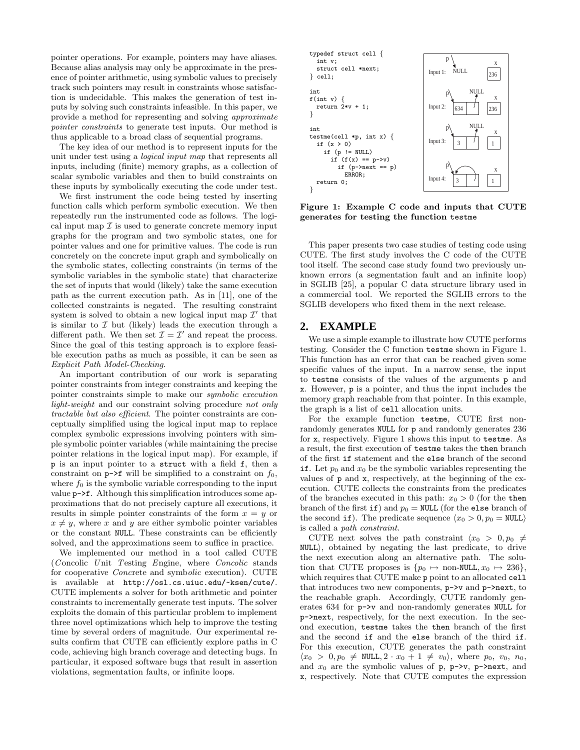pointer operations. For example, pointers may have aliases. Because alias analysis may only be approximate in the presence of pointer arithmetic, using symbolic values to precisely track such pointers may result in constraints whose satisfaction is undecidable. This makes the generation of test inputs by solving such constraints infeasible. In this paper, we provide a method for representing and solving *approximate pointer constraints* to generate test inputs. Our method is thus applicable to a broad class of sequential programs.

The key idea of our method is to represent inputs for the unit under test using a *logical input map* that represents all inputs, including (finite) memory graphs, as a collection of scalar symbolic variables and then to build constraints on these inputs by symbolically executing the code under test.

We first instrument the code being tested by inserting function calls which perform symbolic execution. We then repeatedly run the instrumented code as follows. The logical input map $\mathcal{I}$ is used to generate concrete memory input graphs for the program and two symbolic states, one for pointer values and one for primitive values. The code is run concretely on the concrete input graph and symbolically on the symbolic states, collecting constraints (in terms of the symbolic variables in the symbolic state) that characterize the set of inputs that would (likely) take the same execution path as the current execution path. As in [11], one of the collected constraints is negated. The resulting constraint system is solved to obtain a new logical input map $\mathcal{I}'$ that is similar to $\mathcal{I}$ but (likely) leads the execution through a different path. We then set $\mathcal{I} = \mathcal{I}'$ and repeat the process. Since the goal of this testing approach is to explore feasible execution paths as much as possible, it can be seen as *Explicit Path Model-Checking*.

An important contribution of our work is separating pointer constraints from integer constraints and keeping the pointer constraints simple to make our *symbolic execution light-weight* and our constraint solving procedure *not only tractable but also efficient*. The pointer constraints are conceptually simplified using the logical input map to replace complex symbolic expressions involving pointers with simple symbolic pointer variables (while maintaining the precise pointer relations in the logical input map). For example, if `p` is an input pointer to a `struct` with a field `f`, then a constraint on `p->f` will be simplified to a constraint on $f_0$, where $f_0$ is the symbolic variable corresponding to the input value `p->f`. Although this simplification introduces some approximations that do not precisely capture all executions, it results in simple pointer constraints of the form $x = y$ or $x \neq y$, where $x$ and $y$ are either symbolic pointer variables or the constant `NULL`. These constraints can be efficiently solved, and the approximations seem to suffice in practice.

We implemented our method in a tool called CUTE (*C*oncolic *U*nit *T*esting *E*ngine, where *Concolic* stands for cooperative *Conc*rete and symb*olic* execution). CUTE is available at `http://osl.cs.uiuc.edu/~ksen/cute/`. CUTE implements a solver for both arithmetic and pointer constraints to incrementally generate test inputs. The solver exploits the domain of this particular problem to implement three novel optimizations which help to improve the testing time by several orders of magnitude. Our experimental results confirm that CUTE can efficiently explore paths in C code, achieving high branch coverage and detecting bugs. In particular, it exposed software bugs that result in assertion violations, segmentation faults, or infinite loops.

```
typedef struct cell {
  int v;
  struct cell *next;
} cell;

int
f(int v) {
  return 2*v + 1;
}

int
testme(cell *p, int x) {
  if (x > 0)
    if (p != NULL)
      if (f(x) == p->v)
        if (p->next == p)
          ERROR;
  return 0;
}
```

Input 1: p → NULL; x: 236
Input 2: p → [634 | NULL]; x: 236
Input 3: p → [3 | NULL]; x: 1
Input 4: p → [3 | (points to itself)]; x: 1

**Figure 1: Example C code and inputs that CUTE generates for testing the function `testme`**

This paper presents two case studies of testing code using CUTE. The first study involves the C code of the CUTE tool itself. The second case study found two previously unknown errors (a segmentation fault and an infinite loop) in SGLIB [25], a popular C data structure library used in a commercial tool. We reported the SGLIB errors to the SGLIB developers who fixed them in the next release.

## 2. EXAMPLE

We use a simple example to illustrate how CUTE performs testing. Consider the C function `testme` shown in Figure 1. This function has an error that can be reached given some specific values of the input. In a narrow sense, the input to `testme` consists of the values of the arguments `p` and `x`. However, `p` is a pointer, and thus the input includes the memory graph reachable from that pointer. In this example, the graph is a list of `cell` allocation units.

For the example function `testme`, CUTE first non-randomly generates `NULL` for `p` and randomly generates 236 for `x`, respectively. Figure 1 shows this input to `testme`. As a result, the first execution of `testme` takes the `then` branch of the first `if` statement and the `else` branch of the second `if`. Let $p_0$ and $x_0$ be the symbolic variables representing the values of `p` and `x`, respectively, at the beginning of the execution. CUTE collects the constraints from the predicates of the branches executed in this path: $x_0 > 0$ (for the `then` branch of the first `if`) and $p_0 = \texttt{NULL}$ (for the `else` branch of the second `if`). The predicate sequence $\langle x_0 > 0, p_0 = \texttt{NULL}\rangle$ is called a *path constraint*.

CUTE next solves the path constraint $\langle x_0 > 0, p_0 \neq \texttt{NULL}\rangle$, obtained by negating the last predicate, to drive the next execution along an alternative path. The solution that CUTE proposes is $\{p_0 \mapsto \text{non-}\texttt{NULL}, x_0 \mapsto 236\}$, which requires that CUTE make `p` point to an allocated `cell` that introduces two new components, `p->v` and `p->next`, to the reachable graph. Accordingly, CUTE randomly generates 634 for `p->v` and non-randomly generates `NULL` for `p->next`, respectively, for the next execution. In the second execution, `testme` takes the `then` branch of the first and the second `if` and the `else` branch of the third `if`. For this execution, CUTE generates the path constraint $\langle x_0 > 0, p_0 \neq \texttt{NULL}, 2 \cdot x_0 + 1 \neq v_0\rangle$, where $p_0$, $v_0$, $n_0$, and $x_0$ are the symbolic values of `p`, `p->v`, `p->next`, and `x`, respectively. Note that CUTE computes the expression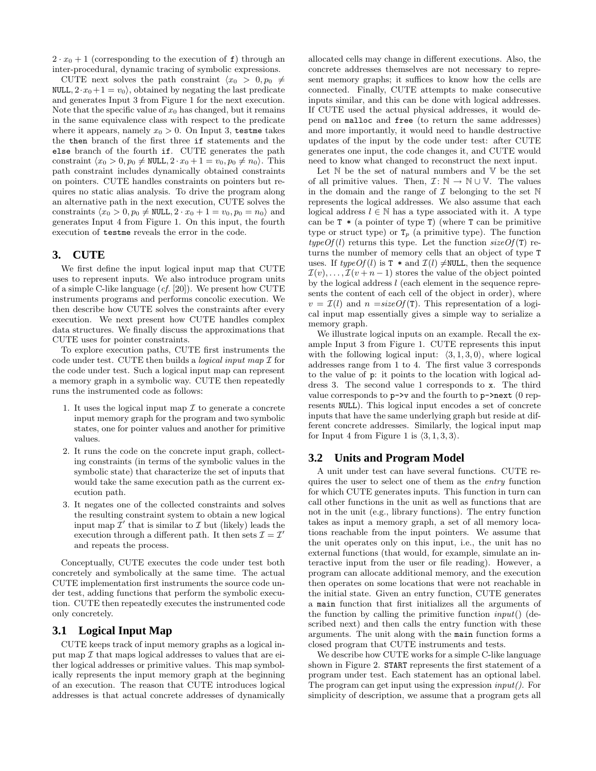$2 \cdot x_0 + 1$ (corresponding to the execution of `f`) through an inter-procedural, dynamic tracing of symbolic expressions.

CUTE next solves the path constraint $\langle x_0 > 0, p_0 \neq \texttt{NULL}, 2 \cdot x_0 + 1 = v_0 \rangle$, obtained by negating the last predicate and generates Input 3 from Figure 1 for the next execution. Note that the specific value of $x_0$ has changed, but it remains in the same equivalence class with respect to the predicate where it appears, namely $x_0 > 0$. On Input 3, `testme` takes the `then` branch of the first three `if` statements and the `else` branch of the fourth `if`. CUTE generates the path constraint $\langle x_0 > 0, p_0 \neq \texttt{NULL}, 2 \cdot x_0 + 1 = v_0, p_0 \neq n_0 \rangle$. This path constraint includes dynamically obtained constraints on pointers. CUTE handles constraints on pointers but requires no static alias analysis. To drive the program along an alternative path in the next execution, CUTE solves the constraints $\langle x_0 > 0, p_0 \neq \texttt{NULL}, 2 \cdot x_0 + 1 = v_0, p_0 = n_0 \rangle$ and generates Input 4 from Figure 1. On this input, the fourth execution of `testme` reveals the error in the code.

## 3. CUTE

We first define the input logical input map that CUTE uses to represent inputs. We also introduce program units of a simple C-like language (*cf.* [20]). We present how CUTE instruments programs and performs concolic execution. We then describe how CUTE solves the constraints after every execution. We next present how CUTE handles complex data structures. We finally discuss the approximations that CUTE uses for pointer constraints.

To explore execution paths, CUTE first instruments the code under test. CUTE then builds a *logical input map* $\mathcal{I}$ for the code under test. Such a logical input map can represent a memory graph in a symbolic way. CUTE then repeatedly runs the instrumented code as follows:

1. It uses the logical input map $\mathcal{I}$ to generate a concrete input memory graph for the program and two symbolic states, one for pointer values and another for primitive values.
2. It runs the code on the concrete input graph, collecting constraints (in terms of the symbolic values in the symbolic state) that characterize the set of inputs that would take the same execution path as the current execution path.
3. It negates one of the collected constraints and solves the resulting constraint system to obtain a new logical input map $\mathcal{I}'$ that is similar to $\mathcal{I}$ but (likely) leads the execution through a different path. It then sets $\mathcal{I} = \mathcal{I}'$ and repeats the process.

Conceptually, CUTE executes the code under test both concretely and symbolically at the same time. The actual CUTE implementation first instruments the source code under test, adding functions that perform the symbolic execution. CUTE then repeatedly executes the instrumented code only concretely.

### 3.1 Logical Input Map

CUTE keeps track of input memory graphs as a logical input map $\mathcal{I}$ that maps logical addresses to values that are either logical addresses or primitive values. This map symbolically represents the input memory graph at the beginning of an execution. The reason that CUTE introduces logical addresses is that actual concrete addresses of dynamically allocated cells may change in different executions. Also, the concrete addresses themselves are not necessary to represent memory graphs; it suffices to know how the cells are connected. Finally, CUTE attempts to make consecutive inputs similar, and this can be done with logical addresses. If CUTE used the actual physical addresses, it would depend on `malloc` and `free` (to return the same addresses) and more importantly, it would need to handle destructive updates of the input by the code under test: after CUTE generates one input, the code changes it, and CUTE would need to know what changed to reconstruct the next input.

Let $\mathbb{N}$ be the set of natural numbers and $\mathbb{V}$ be the set of all primitive values. Then, $\mathcal{I} \colon \mathbb{N} \to \mathbb{N} \cup \mathbb{V}$. The values in the domain and the range of $\mathcal{I}$ belonging to the set $\mathbb{N}$ represents the logical addresses. We also assume that each logical address $l \in \mathbb{N}$ has a type associated with it. A type can be `T *` (a pointer of type `T`) (where `T` can be primitive type or struct type) or $\texttt{T}_p$ (a primitive type). The function $typeOf(l)$ returns this type. Let the function $sizeOf(\texttt{T})$ returns the number of memory cells that an object of type `T` uses. If $typeOf(l)$ is `T *` and $\mathcal{I}(l) \neq \texttt{NULL}$, then the sequence $\mathcal{I}(v), \ldots, \mathcal{I}(v+n-1)$ stores the value of the object pointed by the logical address $l$ (each element in the sequence represents the content of each cell of the object in order), where $v = \mathcal{I}(l)$ and $n = sizeOf(\texttt{T})$. This representation of a logical input map essentially gives a simple way to serialize a memory graph.

We illustrate logical inputs on an example. Recall the example Input 3 from Figure 1. CUTE represents this input with the following logical input: $\langle 3, 1, 3, 0 \rangle$, where logical addresses range from 1 to 4. The first value 3 corresponds to the value of `p`: it points to the location with logical address 3. The second value 1 corresponds to `x`. The third value corresponds to `p->v` and the fourth to `p->next` (0 represents `NULL`). This logical input encodes a set of concrete inputs that have the same underlying graph but reside at different concrete addresses. Similarly, the logical input map for Input 4 from Figure 1 is $\langle 3, 1, 3, 3 \rangle$.

### 3.2 Units and Program Model

A unit under test can have several functions. CUTE requires the user to select one of them as the *entry* function for which CUTE generates inputs. This function in turn can call other functions in the unit as well as functions that are not in the unit (e.g., library functions). The entry function takes as input a memory graph, a set of all memory locations reachable from the input pointers. We assume that the unit operates only on this input, i.e., the unit has no external functions (that would, for example, simulate an interactive input from the user or file reading). However, a program can allocate additional memory, and the execution then operates on some locations that were not reachable in the initial state. Given an entry function, CUTE generates a `main` function that first initializes all the arguments of the function by calling the primitive function *input*() (described next) and then calls the entry function with these arguments. The unit along with the `main` function forms a closed program that CUTE instruments and tests.

We describe how CUTE works for a simple C-like language shown in Figure 2. `START` represents the first statement of a program under test. Each statement has an optional label. The program can get input using the expression *input()*. For simplicity of description, we assume that a program gets all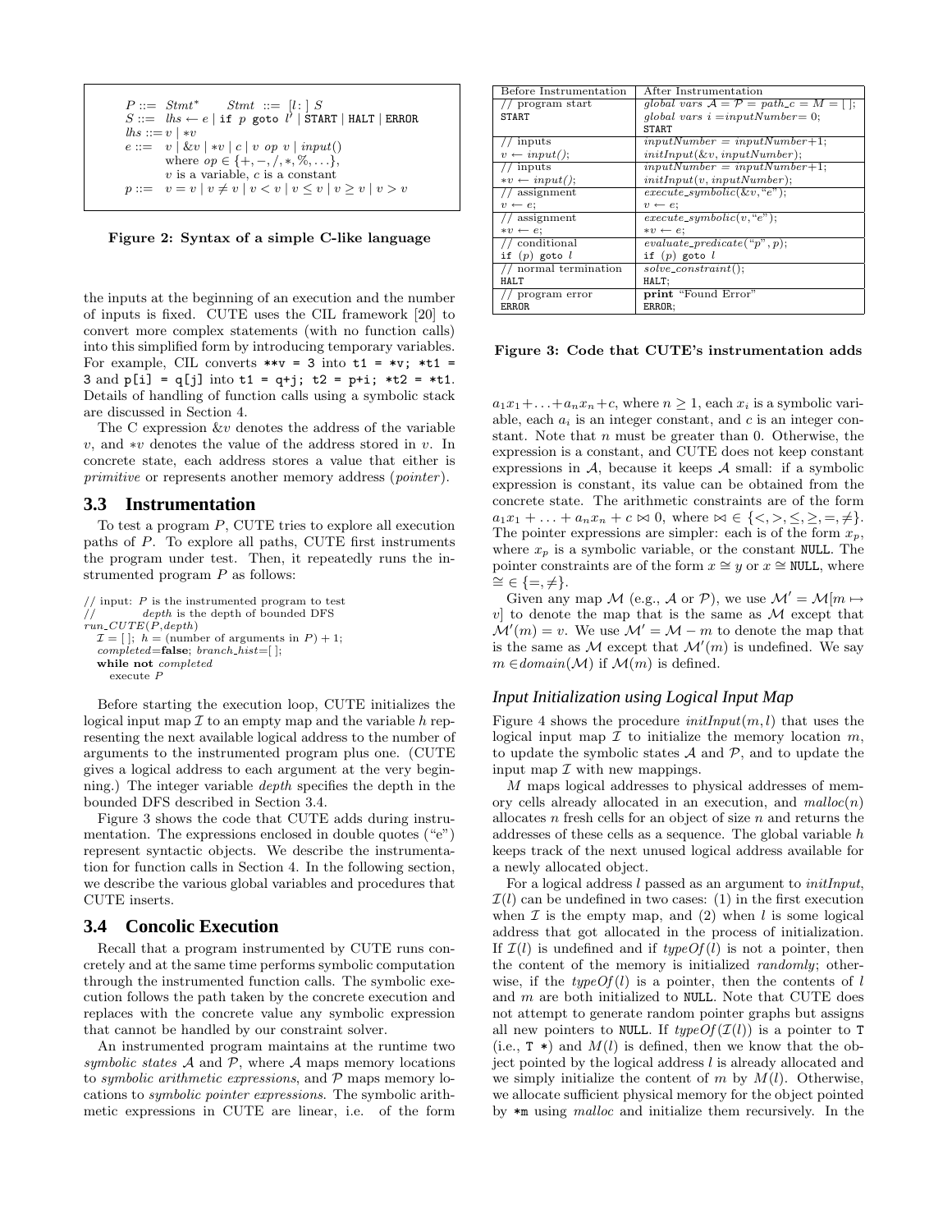$$
\begin{array}{ll}
P ::= Stmt^* & Stmt ::= [l:]\ S \\
S ::= lhs \leftarrow e \mid \texttt{if}\ p\ \texttt{goto}\ l' \mid \texttt{START} \mid \texttt{HALT} \mid \texttt{ERROR} & \\
lhs ::= v \mid *v & \\
e ::= v \mid \&v \mid *v \mid c \mid v\ op\ v \mid input() & \\
\quad \text{where } op \in \{+,-,/,*,\%,\ldots\}, & \\
\quad v \text{ is a variable, } c \text{ is a constant} & \\
p ::= v = v \mid v \neq v \mid v < v \mid v \leq v \mid v \geq v \mid v > v &
\end{array}
$$

**Figure 2: Syntax of a simple C-like language**

the inputs at the beginning of an execution and the number of inputs is fixed. CUTE uses the CIL framework [20] to convert more complex statements (with no function calls) into this simplified form by introducing temporary variables. For example, CIL converts `**v = 3` into `t1 = *v; *t1 = 3` and `p[i] = q[j]` into `t1 = q+j; t2 = p+i; *t2 = *t1`. Details of handling of function calls using a symbolic stack are discussed in Section 4.

The C expression $\&v$ denotes the address of the variable $v$, and $*v$ denotes the value of the address stored in $v$. In concrete state, each address stores a value that either is *primitive* or represents another memory address (*pointer*).

### 3.3 Instrumentation

To test a program $P$, CUTE tries to explore all execution paths of $P$. To explore all paths, CUTE first instruments the program under test. Then, it repeatedly runs the instrumented program $P$ as follows:

```
// input: P is the instrumented program to test
//        depth is the depth of bounded DFS
run_CUTE(P,depth)
  I = [ ]; h = (number of arguments in P) + 1;
  completed=false; branch_hist=[ ];
  while not completed
    execute P
```

Before starting the execution loop, CUTE initializes the logical input map $\mathcal{I}$ to an empty map and the variable $h$ representing the next available logical address to the number of arguments to the instrumented program plus one. (CUTE gives a logical address to each argument at the very beginning.) The integer variable *depth* specifies the depth in the bounded DFS described in Section 3.4.

Figure 3 shows the code that CUTE adds during instrumentation. The expressions enclosed in double quotes ("e") represent syntactic objects. We describe the instrumentation for function calls in Section 4. In the following section, we describe the various global variables and procedures that CUTE inserts.

### 3.4 Concolic Execution

Recall that a program instrumented by CUTE runs concretely and at the same time performs symbolic computation through the instrumented function calls. The symbolic execution follows the path taken by the concrete execution and replaces with the concrete value any symbolic expression that cannot be handled by our constraint solver.

An instrumented program maintains at the runtime two *symbolic states* $\mathcal{A}$ and $\mathcal{P}$, where $\mathcal{A}$ maps memory locations to *symbolic arithmetic expressions*, and $\mathcal{P}$ maps memory locations to *symbolic pointer expressions*. The symbolic arithmetic expressions in CUTE are linear, i.e. of the form

| Before Instrumentation | After Instrumentation |
|---|---|
| // program start<br>`START` | *global vars* $\mathcal{A} = \mathcal{P} = path\_c = M = [\,]$;<br>*global vars* $i = inputNumber = 0$;<br>`START` |
| // inputs<br>$v \leftarrow input()$; | $inputNumber = inputNumber + 1$;<br>$initInput(\&v, inputNumber)$; |
| // inputs<br>$*v \leftarrow input()$; | $inputNumber = inputNumber + 1$;<br>$initInput(v, inputNumber)$; |
| // assignment<br>$v \leftarrow e$; | $execute\_symbolic(\&v, \text{"}e\text{"})$;<br>$v \leftarrow e$; |
| // assignment<br>$*v \leftarrow e$; | $execute\_symbolic(v, \text{"}e\text{"})$;<br>$*v \leftarrow e$; |
| // conditional<br>`if` $(p)$ `goto` $l$ | $evaluate\_predicate(\text{"}p\text{"}, p)$;<br>`if` $(p)$ `goto` $l$ |
| // normal termination<br>`HALT` | $solve\_constraint()$;<br>`HALT`; |
| // program error<br>`ERROR` | **print** "Found Error"<br>`ERROR`; |

**Figure 3: Code that CUTE's instrumentation adds**

$a_1x_1 + \ldots + a_nx_n + c$, where $n \geq 1$, each $x_i$ is a symbolic variable, each $a_i$ is an integer constant, and $c$ is an integer constant. Note that $n$ must be greater than 0. Otherwise, the expression is a constant, and CUTE does not keep constant expressions in $\mathcal{A}$, because it keeps $\mathcal{A}$ small: if a symbolic expression is constant, its value can be obtained from the concrete state. The arithmetic constraints are of the form $a_1x_1 + \ldots + a_nx_n + c \bowtie 0$, where $\bowtie \in \{<, >, \leq, \geq, =, \neq\}$. The pointer expressions are simpler: each is of the form $x_p$, where $x_p$ is a symbolic variable, or the constant `NULL`. The pointer constraints are of the form $x \cong y$ or $x \cong$ `NULL`, where $\cong \in \{=, \neq\}$.

Given any map $\mathcal{M}$ (e.g., $\mathcal{A}$ or $\mathcal{P}$), we use $\mathcal{M}' = \mathcal{M}[m \mapsto v]$ to denote the map that is the same as $\mathcal{M}$ except that $\mathcal{M}'(m) = v$. We use $\mathcal{M}' = \mathcal{M} - m$ to denote the map that is the same as $\mathcal{M}$ except that $\mathcal{M}'(m)$ is undefined. We say $m \in domain(\mathcal{M})$ if $\mathcal{M}(m)$ is defined.

#### Input Initialization using Logical Input Map

Figure 4 shows the procedure $initInput(m, l)$ that uses the logical input map $\mathcal{I}$ to initialize the memory location $m$, to update the symbolic states $\mathcal{A}$ and $\mathcal{P}$, and to update the input map $\mathcal{I}$ with new mappings.

$M$ maps logical addresses to physical addresses of memory cells already allocated in an execution, and $malloc(n)$ allocates $n$ fresh cells for an object of size $n$ and returns the addresses of these cells as a sequence. The global variable $h$ keeps track of the next unused logical address available for a newly allocated object.

For a logical address $l$ passed as an argument to *initInput*, $\mathcal{I}(l)$ can be undefined in two cases: (1) in the first execution when $\mathcal{I}$ is the empty map, and (2) when $l$ is some logical address that got allocated in the process of initialization. If $\mathcal{I}(l)$ is undefined and if $typeOf(l)$ is not a pointer, then the content of the memory is initialized *randomly*; otherwise, if the $typeOf(l)$ is a pointer, then the contents of $l$ and $m$ are both initialized to `NULL`. Note that CUTE does not attempt to generate random pointer graphs but assigns all new pointers to `NULL`. If $typeOf(\mathcal{I}(l))$ is a pointer to `T` (i.e., `T *`) and $M(l)$ is defined, then we know that the object pointed by the logical address $l$ is already allocated and we simply initialize the content of $m$ by $M(l)$. Otherwise, we allocate sufficient physical memory for the object pointed by `*m` using *malloc* and initialize them recursively. In the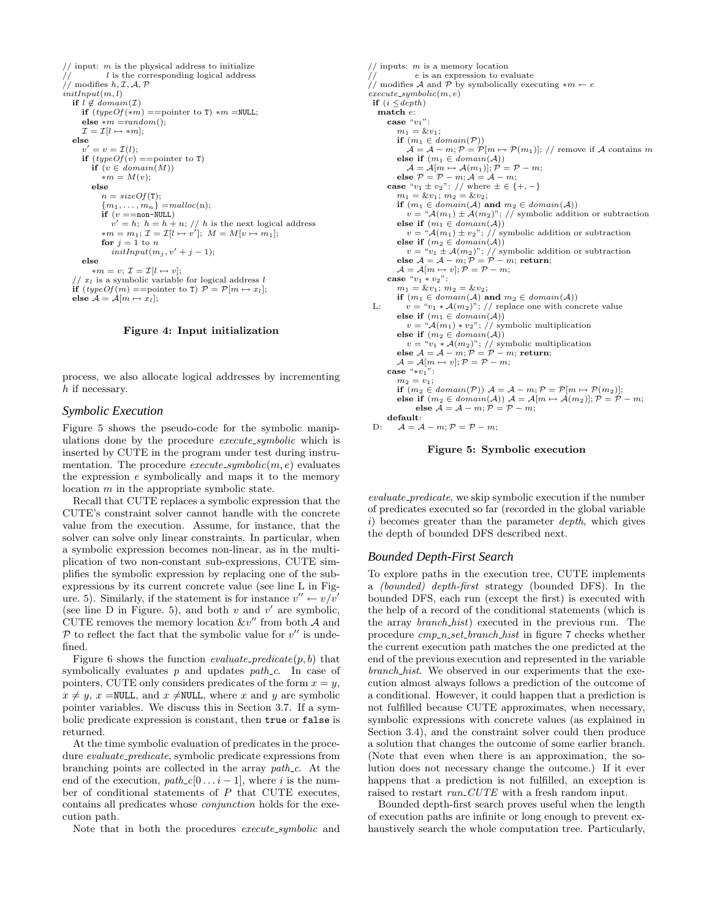```
// input: m is the physical address to initialize
//          l is the corresponding logical address
// modifies h, I, A, P
initInput(m, l)
  if l ∉ domain(I)
    if (typeOf(*m) ==pointer to T) *m =NULL;
    else *m =random();
    I = I[l ↦ *m];
  else
    v' = v = I(l);
    if (typeOf(v) ==pointer to T)
      if (v ∈ domain(M))
        *m = M(v);
      else
        n = sizeOf(T);
        {m_1, ..., m_n} =malloc(n);
        if (v ==non-NULL)
          v' = h; h = h + n; // h is the next logical address
        *m = m_1; I = I[l ↦ v']; M = M[v ↦ m_1];
        for j = 1 to n
          initInput(m_j, v' + j − 1);
    else
      *m = v; I = I[l ↦ v];
  // x_l is a symbolic variable for logical address l
  if (typeOf(m) ==pointer to T) P = P[m ↦ x_l];
  else A = A[m ↦ x_l];
```

**Figure 4: Input initialization**

process, we also allocate logical addresses by incrementing $h$ if necessary.

### Symbolic Execution

Figure 5 shows the pseudo-code for the symbolic manipulations done by the procedure *execute_symbolic* which is inserted by CUTE in the program under test during instrumentation. The procedure *execute_symbolic*$(m, e)$ evaluates the expression $e$ symbolically and maps it to the memory location $m$ in the appropriate symbolic state.

Recall that CUTE replaces a symbolic expression that the CUTE's constraint solver cannot handle with the concrete value from the execution. Assume, for instance, that the solver can solve only linear constraints. In particular, when a symbolic expression becomes non-linear, as in the multiplication of two non-constant sub-expressions, CUTE simplifies the symbolic expression by replacing one of the sub-expressions by its current concrete value (see line L in Figure. 5). Similarly, if the statement is for instance $v'' \leftarrow v/v'$ (see line D in Figure. 5), and both $v$ and $v'$ are symbolic, CUTE removes the memory location $\&v''$ from both $\mathcal{A}$ and $\mathcal{P}$ to reflect the fact that the symbolic value for $v''$ is undefined.

Figure 6 shows the function *evaluate_predicate*$(p, b)$ that symbolically evaluates $p$ and updates *path_c*. In case of pointers, CUTE only considers predicates of the form $x = y$, $x \neq y$, $x =$NULL, and $x \neq$NULL, where $x$ and $y$ are symbolic pointer variables. We discuss this in Section 3.7. If a symbolic predicate expression is constant, then true or false is returned.

At the time symbolic evaluation of predicates in the procedure *evaluate_predicate*, symbolic predicate expressions from branching points are collected in the array *path_c*. At the end of the execution, *path_c*$[0 \dots i-1]$, where $i$ is the number of conditional statements of $P$ that CUTE executes, contains all predicates whose *conjunction* holds for the execution path.

Note that in both the procedures *execute_symbolic* and

```
// inputs: m is a memory location
//          e is an expression to evaluate
// modifies A and P by symbolically executing *m ← e
execute_symbolic(m, e)
 if (i ≤ depth)
  match e:
    case "v_1":
      m_1 = &v_1;
      if (m_1 ∈ domain(P))
        A = A − m; P = P[m ↦ P(m_1)]; // remove if A contains m
      else if (m_1 ∈ domain(A))
        A = A[m ↦ A(m_1)]; P = P − m;
      else P = P − m; A = A − m;
    case "v_1 ± v_2": // where ± ∈ {+, −}
      m_1 = &v_1; m_2 = &v_2;
      if (m_1 ∈ domain(A) and m_2 ∈ domain(A))
        v = "A(m_1) ± A(m_2)"; // symbolic addition or subtraction
      else if (m_1 ∈ domain(A))
        v = "A(m_1) ± v_2"; // symbolic addition or subtraction
      else if (m_2 ∈ domain(A))
        v = "v_1 ± A(m_2)"; // symbolic addition or subtraction
      else A = A − m; P = P − m; return;
      A = A[m ↦ v]; P = P − m;
    case "v_1 * v_2":
      m_1 = &v_1; m_2 = &v_2;
      if (m_1 ∈ domain(A) and m_2 ∈ domain(A))
L:      v = "v_1 * A(m_2)"; // replace one with concrete value
      else if (m_1 ∈ domain(A))
        v = "A(m_1) * v_2"; // symbolic multiplication
      else if (m_2 ∈ domain(A))
        v = "v_1 * A(m_2)"; // symbolic multiplication
      else A = A − m; P = P − m; return;
      A = A[m ↦ v]; P = P − m;
    case "*v_1":
      m_2 = v_1;
      if (m_2 ∈ domain(P)) A = A − m; P = P[m ↦ P(m_2)];
      else if (m_2 ∈ domain(A)) A = A[m ↦ A(m_2)]; P = P − m;
           else A = A − m; P = P − m;
    default:
D:    A = A − m; P = P − m;
```

**Figure 5: Symbolic execution**

*evaluate_predicate*, we skip symbolic execution if the number of predicates executed so far (recorded in the global variable $i$) becomes greater than the parameter *depth*, which gives the depth of bounded DFS described next.

### Bounded Depth-First Search

To explore paths in the execution tree, CUTE implements a *(bounded) depth-first* strategy (bounded DFS). In the bounded DFS, each run (except the first) is executed with the help of a record of the conditional statements (which is the array *branch_hist*) executed in the previous run. The procedure *cmp_n_set_branch_hist* in figure 7 checks whether the current execution path matches the one predicted at the end of the previous execution and represented in the variable *branch_hist*. We observed in our experiments that the execution almost always follows a prediction of the outcome of a conditional. However, it could happen that a prediction is not fulfilled because CUTE approximates, when necessary, symbolic expressions with concrete values (as explained in Section 3.4), and the constraint solver could then produce a solution that changes the outcome of some earlier branch. (Note that even when there is an approximation, the solution does not necessary change the outcome.) If it ever happens that a prediction is not fulfilled, an exception is raised to restart *run_CUTE* with a fresh random input.

Bounded depth-first search proves useful when the length of execution paths are infinite or long enough to prevent exhaustively search the whole computation tree. Particularly,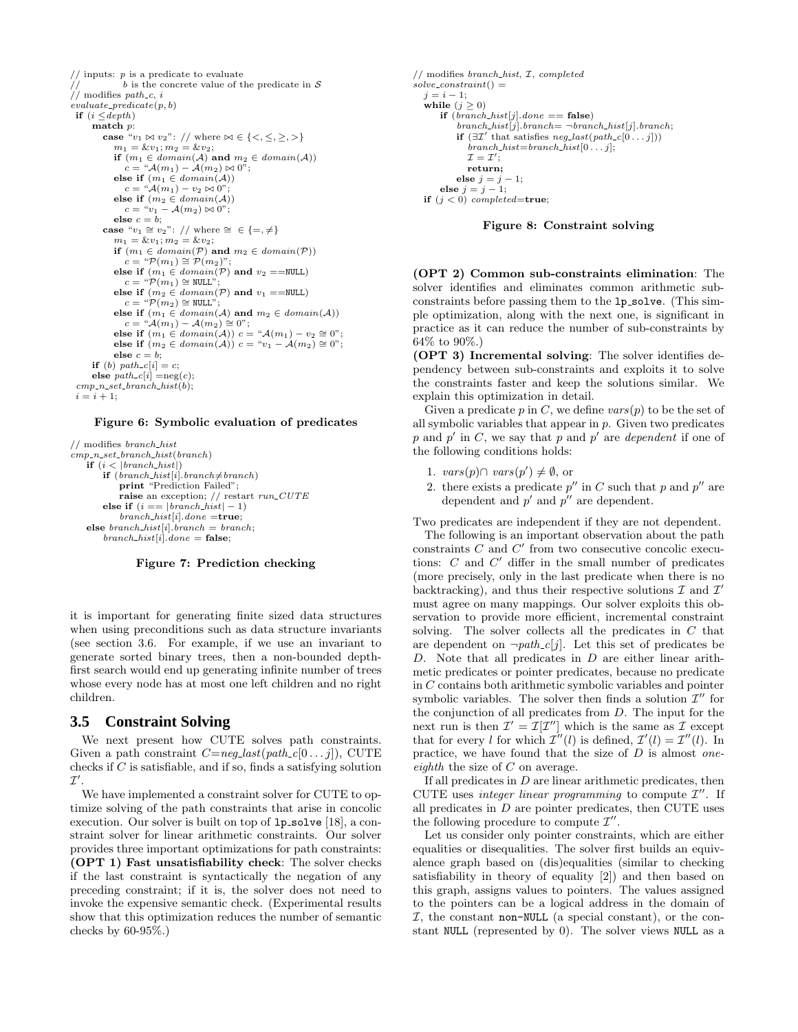```
// inputs: p is a predicate to evaluate
//         b is the concrete value of the predicate in S
// modifies path_c, i
evaluate_predicate(p, b)
 if (i ≤depth)
     match p:
        case "v1 ⋈ v2": // where ⋈ ∈ {<, ≤, ≥, >}
           m1 = &v1; m2 = &v2;
           if (m1 ∈ domain(A) and m2 ∈ domain(A))
              c = "A(m1) − A(m2) ⋈ 0";
           else if (m1 ∈ domain(A))
              c = "A(m1) − v2 ⋈ 0";
           else if (m2 ∈ domain(A))
              c = "v1 − A(m2) ⋈ 0";
           else c = b;
        case "v1 ≅ v2": // where ≅ ∈ {=, ≠}
           m1 = &v1; m2 = &v2;
           if (m1 ∈ domain(P) and m2 ∈ domain(P))
              c = "P(m1) ≅ P(m2)";
           else if (m1 ∈ domain(P) and v2 ==NULL)
              c = "P(m1) ≅ NULL";
           else if (m2 ∈ domain(P) and v1 ==NULL)
              c = "P(m2) ≅ NULL";
           else if (m1 ∈ domain(A) and m2 ∈ domain(A))
              c = "A(m1) − A(m2) ≅ 0";
           else if (m1 ∈ domain(A)) c = "A(m1) − v2 ≅ 0";
           else if (m2 ∈ domain(A)) c = "v1 − A(m2) ≅ 0";
           else c = b;
     if (b) path_c[i] = c;
     else path_c[i] =neg(c);
  cmp_n_set_branch_hist(b);
  i = i + 1;
```

**Figure 6: Symbolic evaluation of predicates**

```
// modifies branch_hist
cmp_n_set_branch_hist(branch)
   if (i < |branch_hist|)
      if (branch_hist[i].branch≠branch)
         print "Prediction Failed";
         raise an exception; // restart run_CUTE
      else if (i == |branch_hist| − 1)
         branch_hist[i].done =true;
   else branch_hist[i].branch = branch;
      branch_hist[i].done = false;
```

**Figure 7: Prediction checking**

it is important for generating finite sized data structures when using preconditions such as data structure invariants (see section 3.6. For example, if we use an invariant to generate sorted binary trees, then a non-bounded depth-first search would end up generating infinite number of trees whose every node has at most one left children and no right children.

## 3.5 Constraint Solving

We next present how CUTE solves path constraints. Given a path constraint $C$=$neg\_last(path\_c[0 \dots j])$, CUTE checks if $C$ is satisfiable, and if so, finds a satisfying solution $\mathcal{I}'$.

We have implemented a constraint solver for CUTE to optimize solving of the path constraints that arise in concolic execution. Our solver is built on top of `lp_solve` [18], a constraint solver for linear arithmetic constraints. Our solver provides three important optimizations for path constraints:

**(OPT 1) Fast unsatisfiability check**: The solver checks if the last constraint is syntactically the negation of any preceding constraint; if it is, the solver does not need to invoke the expensive semantic check. (Experimental results show that this optimization reduces the number of semantic checks by 60-95%.)

```
// modifies branch_hist, I, completed
solve_constraint() =
  j = i − 1;
  while (j ≥ 0)
     if (branch_hist[j].done == false)
        branch_hist[j].branch = ¬branch_hist[j].branch;
        if (∃I' that satisfies neg_last(path_c[0 . . . j]))
           branch_hist=branch_hist[0 . . . j];
           I = I';
           return;
        else j = j − 1;
     else j = j − 1;
  if (j < 0) completed=true;
```

**Figure 8: Constraint solving**

**(OPT 2) Common sub-constraints elimination**: The solver identifies and eliminates common arithmetic sub-constraints before passing them to the `lp_solve`. (This simple optimization, along with the next one, is significant in practice as it can reduce the number of sub-constraints by 64% to 90%.)

**(OPT 3) Incremental solving**: The solver identifies dependency between sub-constraints and exploits it to solve the constraints faster and keep the solutions similar. We explain this optimization in detail.

Given a predicate $p$ in $C$, we define $vars(p)$ to be the set of all symbolic variables that appear in $p$. Given two predicates $p$ and $p'$ in $C$, we say that $p$ and $p'$ are *dependent* if one of the following conditions holds:

1. $vars(p) \cap vars(p') \neq \emptyset$, or
2. there exists a predicate $p''$ in $C$ such that $p$ and $p''$ are dependent and $p'$ and $p''$ are dependent.

Two predicates are independent if they are not dependent.

The following is an important observation about the path constraints $C$ and $C'$ from two consecutive concolic executions: $C$ and $C'$ differ in the small number of predicates (more precisely, only in the last predicate when there is no backtracking), and thus their respective solutions $\mathcal{I}$ and $\mathcal{I}'$ must agree on many mappings. Our solver exploits this observation to provide more efficient, incremental constraint solving. The solver collects all the predicates in $C$ that are dependent on $\neg path\_c[j]$. Let this set of predicates be $D$. Note that all predicates in $D$ are either linear arithmetic predicates or pointer predicates, because no predicate in $C$ contains both arithmetic symbolic variables and pointer symbolic variables. The solver then finds a solution $\mathcal{I}''$ for the conjunction of all predicates from $D$. The input for the next run is then $\mathcal{I}' = \mathcal{I}[\mathcal{I}'']$ which is the same as $\mathcal{I}$ except that for every $l$ for which $\mathcal{I}''(l)$ is defined, $\mathcal{I}'(l) = \mathcal{I}''(l)$. In practice, we have found that the size of $D$ is almost *one-eighth* the size of $C$ on average.

If all predicates in $D$ are linear arithmetic predicates, then CUTE uses *integer linear programming* to compute $\mathcal{I}''$. If all predicates in $D$ are pointer predicates, then CUTE uses the following procedure to compute $\mathcal{I}''$.

Let us consider only pointer constraints, which are either equalities or disequalities. The solver first builds an equivalence graph based on (dis)equalities (similar to checking satisfiability in theory of equality [2]) and then based on this graph, assigns values to pointers. The values assigned to the pointers can be a logical address in the domain of $\mathcal{I}$, the constant `non-NULL` (a special constant), or the constant `NULL` (represented by 0). The solver views `NULL` as a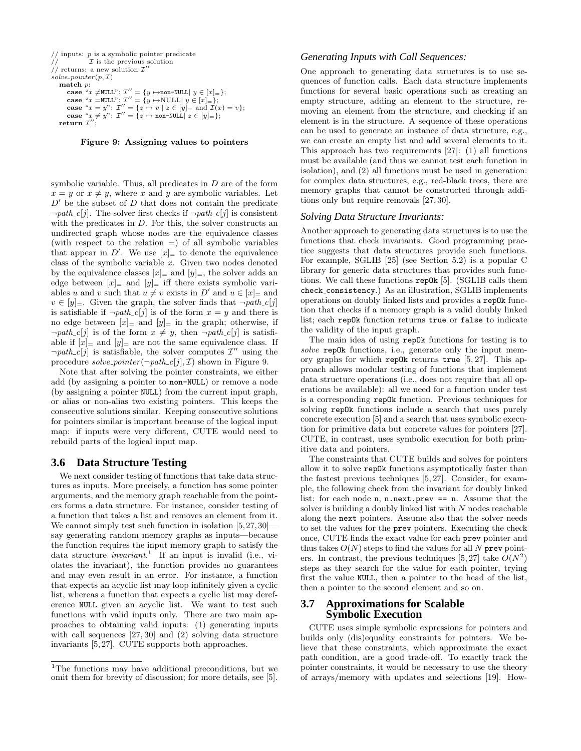```
// inputs: p is a symbolic pointer predicate
//         I is the previous solution
// returns: a new solution I''
solve_pointer(p, I)
  match p:
    case "x ≠NULL": I'' = {y ↦non-NULL| y ∈ [x]=};
    case "x =NULL": I'' = {y ↦NULL| y ∈ [x]=};
    case "x = y": I'' = {z ↦ v | z ∈ [y]= and I(x) = v};
    case "x ≠ y": I'' = {z ↦ non-NULL| z ∈ [y]=};
  return I'';
```

**Figure 9: Assigning values to pointers**

symbolic variable. Thus, all predicates in $D$ are of the form $x = y$ or $x \neq y$, where $x$ and $y$ are symbolic variables. Let $D'$ be the subset of $D$ that does not contain the predicate $\neg path\_c[j]$. The solver first checks if $\neg path\_c[j]$ is consistent with the predicates in $D$. For this, the solver constructs an undirected graph whose nodes are the equivalence classes (with respect to the relation $=$) of all symbolic variables that appear in $D'$. We use $[x]_=$ to denote the equivalence class of the symbolic variable $x$. Given two nodes denoted by the equivalence classes $[x]_=$ and $[y]_=$, the solver adds an edge between $[x]_=$ and $[y]_=$ iff there exists symbolic variables $u$ and $v$ such that $u \neq v$ exists in $D'$ and $u \in [x]_=$ and $v \in [y]_=$. Given the graph, the solver finds that $\neg path\_c[j]$ is satisfiable if $\neg path\_c[j]$ is of the form $x = y$ and there is no edge between $[x]_=$ and $[y]_=$ in the graph; otherwise, if $\neg path\_c[j]$ is of the form $x \neq y$, then $\neg path\_c[j]$ is satisfiable if $[x]_=$ and $[y]_=$ are not the same equivalence class. If $\neg path\_c[j]$ is satisfiable, the solver computes $\mathcal{I}''$ using the procedure $solve\_pointer(\neg path\_c[j], \mathcal{I})$ shown in Figure 9.

Note that after solving the pointer constraints, we either add (by assigning a pointer to `non-NULL`) or remove a node (by assigning a pointer `NULL`) from the current input graph, or alias or non-alias two existing pointers. This keeps the consecutive solutions similar. Keeping consecutive solutions for pointers similar is important because of the logical input map: if inputs were very different, CUTE would need to rebuild parts of the logical input map.

### 3.6 Data Structure Testing

We next consider testing of functions that take data structures as inputs. More precisely, a function has some pointer arguments, and the memory graph reachable from the pointers forms a data structure. For instance, consider testing of a function that takes a list and removes an element from it. We cannot simply test such function in isolation [5,27,30]—say generating random memory graphs as inputs—because the function requires the input memory graph to satisfy the data structure *invariant*.[1] If an input is invalid (i.e., violates the invariant), the function provides no guarantees and may even result in an error. For instance, a function that expects an acyclic list may loop infinitely given a cyclic list, whereas a function that expects a cyclic list may dereference `NULL` given an acyclic list. We want to test such functions with valid inputs only. There are two main approaches to obtaining valid inputs: (1) generating inputs with call sequences [27, 30] and (2) solving data structure invariants [5, 27]. CUTE supports both approaches.

[1] The functions may have additional preconditions, but we omit them for brevity of discussion; for more details, see [5].

#### *Generating Inputs with Call Sequences:*

One approach to generating data structures is to use sequences of function calls. Each data structure implements functions for several basic operations such as creating an empty structure, adding an element to the structure, removing an element from the structure, and checking if an element is in the structure. A sequence of these operations can be used to generate an instance of data structure, e.g., we can create an empty list and add several elements to it. This approach has two requirements [27]: (1) all functions must be available (and thus we cannot test each function in isolation), and (2) all functions must be used in generation: for complex data structures, e.g., red-black trees, there are memory graphs that cannot be constructed through additions only but require removals [27, 30].

#### *Solving Data Structure Invariants:*

Another approach to generating data structures is to use the functions that check invariants. Good programming practice suggests that data structures provide such functions. For example, SGLIB [25] (see Section 5.2) is a popular C library for generic data structures that provides such functions. We call these functions `repOk` [5]. (SGLIB calls them `check_consistency`.) As an illustration, SGLIB implements operations on doubly linked lists and provides a `repOk` function that checks if a memory graph is a valid doubly linked list; each `repOk` function returns `true` or `false` to indicate the validity of the input graph.

The main idea of using `repOk` functions for testing is to *solve* `repOk` functions, i.e., generate only the input memory graphs for which `repOk` returns `true` [5, 27]. This approach allows modular testing of functions that implement data structure operations (i.e., does not require that all operations be available): all we need for a function under test is a corresponding `repOk` function. Previous techniques for solving `repOk` functions include a search that uses purely concrete execution [5] and a search that uses symbolic execution for primitive data but concrete values for pointers [27]. CUTE, in contrast, uses symbolic execution for both primitive data and pointers.

The constraints that CUTE builds and solves for pointers allow it to solve `repOk` functions asymptotically faster than the fastest previous techniques [5, 27]. Consider, for example, the following check from the invariant for doubly linked list: for each node `n`, `n.next.prev == n`. Assume that the solver is building a doubly linked list with $N$ nodes reachable along the `next` pointers. Assume also that the solver needs to set the values for the `prev` pointers. Executing the check once, CUTE finds the exact value for each `prev` pointer and thus takes $O(N)$ steps to find the values for all $N$ `prev` pointers. In contrast, the previous techniques [5, 27] take $O(N^2)$ steps as they search for the value for each pointer, trying first the value `NULL`, then a pointer to the head of the list, then a pointer to the second element and so on.

### 3.7 Approximations for Scalable Symbolic Execution

CUTE uses simple symbolic expressions for pointers and builds only (dis)equality constraints for pointers. We believe that these constraints, which approximate the exact path condition, are a good trade-off. To exactly track the pointer constraints, it would be necessary to use the theory of arrays/memory with updates and selections [19]. How-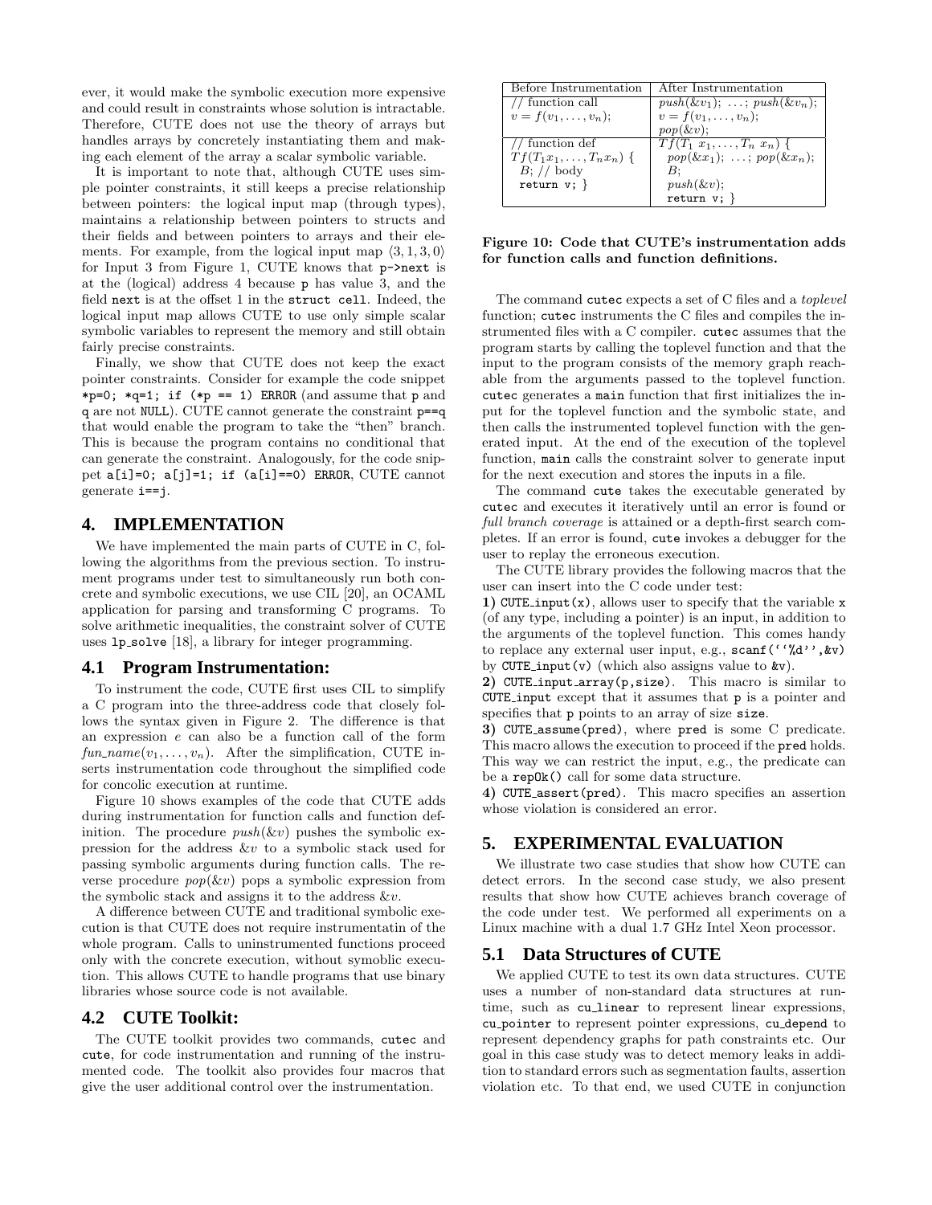ever, it would make the symbolic execution more expensive and could result in constraints whose solution is intractable. Therefore, CUTE does not use the theory of arrays but handles arrays by concretely instantiating them and making each element of the array a scalar symbolic variable.

It is important to note that, although CUTE uses simple pointer constraints, it still keeps a precise relationship between pointers: the logical input map (through types), maintains a relationship between pointers to structs and their fields and between pointers to arrays and their elements. For example, from the logical input map $\langle 3, 1, 3, 0\rangle$ for Input 3 from Figure 1, CUTE knows that `p->next` is at the (logical) address 4 because `p` has value 3, and the field `next` is at the offset 1 in the `struct cell`. Indeed, the logical input map allows CUTE to use only simple scalar symbolic variables to represent the memory and still obtain fairly precise constraints.

Finally, we show that CUTE does not keep the exact pointer constraints. Consider for example the code snippet `*p=0; *q=1; if (*p == 1) ERROR` (and assume that `p` and `q` are not `NULL`). CUTE cannot generate the constraint `p==q` that would enable the program to take the "then" branch. This is because the program contains no conditional that can generate the constraint. Analogously, for the code snippet `a[i]=0; a[j]=1; if (a[i]==0) ERROR`, CUTE cannot generate `i==j`.

## 4. IMPLEMENTATION

We have implemented the main parts of CUTE in C, following the algorithms from the previous section. To instrument programs under test to simultaneously run both concrete and symbolic executions, we use CIL [20], an OCAML application for parsing and transforming C programs. To solve arithmetic inequalities, the constraint solver of CUTE uses `lp_solve` [18], a library for integer programming.

### 4.1 Program Instrumentation:

To instrument the code, CUTE first uses CIL to simplify a C program into the three-address code that closely follows the syntax given in Figure 2. The difference is that an expression $e$ can also be a function call of the form $fun\_name(v_1, \ldots, v_n)$. After the simplification, CUTE inserts instrumentation code throughout the simplified code for concolic execution at runtime.

Figure 10 shows examples of the code that CUTE adds during instrumentation for function calls and function definition. The procedure $push(\&v)$ pushes the symbolic expression for the address $\&v$ to a symbolic stack used for passing symbolic arguments during function calls. The reverse procedure $pop(\&v)$ pops a symbolic expression from the symbolic stack and assigns it to the address $\&v$.

A difference between CUTE and traditional symbolic execution is that CUTE does not require instrumentatin of the whole program. Calls to uninstrumented functions proceed only with the concrete execution, without symoblic execution. This allows CUTE to handle programs that use binary libraries whose source code is not available.

### 4.2 CUTE Toolkit:

The CUTE toolkit provides two commands, `cutec` and `cute`, for code instrumentation and running of the instrumented code. The toolkit also provides four macros that give the user additional control over the instrumentation.

| Before Instrumentation | After Instrumentation |
|---|---|
| // function call<br>$v = f(v_1, \ldots, v_n)$; | $push(\&v_1)$; …; $push(\&v_n)$;<br>$v = f(v_1, \ldots, v_n)$;<br>$pop(\&v)$; |
| // function def<br>$T f(T_1 x_1, \ldots, T_n x_n)$ {<br>$B$; // body<br>`return v;` } | $T f(T_1\ x_1, \ldots, T_n\ x_n)$ {<br>$pop(\&x_1)$; …; $pop(\&x_n)$;<br>$B$;<br>$push(\&v)$;<br>`return v;` } |

**Figure 10: Code that CUTE's instrumentation adds for function calls and function definitions.**

The command `cutec` expects a set of C files and a *toplevel* function; `cutec` instruments the C files and compiles the instrumented files with a C compiler. `cutec` assumes that the program starts by calling the toplevel function and that the input to the program consists of the memory graph reachable from the arguments passed to the toplevel function. `cutec` generates a `main` function that first initializes the input for the toplevel function and the symbolic state, and then calls the instrumented toplevel function with the generated input. At the end of the execution of the toplevel function, `main` calls the constraint solver to generate input for the next execution and stores the inputs in a file.

The command `cute` takes the executable generated by `cutec` and executes it iteratively until an error is found or *full branch coverage* is attained or a depth-first search completes. If an error is found, `cute` invokes a debugger for the user to replay the erroneous execution.

The CUTE library provides the following macros that the user can insert into the C code under test:

**1)** `CUTE_input(x)`, allows user to specify that the variable `x` (of any type, including a pointer) is an input, in addition to the arguments of the toplevel function. This comes handy to replace any external user input, e.g., `scanf(''%d'',&v)` by `CUTE_input(v)` (which also assigns value to `&v`).

**2)** `CUTE_input_array(p,size)`. This macro is similar to `CUTE_input` except that it assumes that `p` is a pointer and specifies that `p` points to an array of size `size`.

**3)** `CUTE_assume(pred)`, where `pred` is some C predicate. This macro allows the execution to proceed if the `pred` holds. This way we can restrict the input, e.g., the predicate can be a `repOk()` call for some data structure.

**4)** `CUTE_assert(pred)`. This macro specifies an assertion whose violation is considered an error.

## 5. EXPERIMENTAL EVALUATION

We illustrate two case studies that show how CUTE can detect errors. In the second case study, we also present results that show how CUTE achieves branch coverage of the code under test. We performed all experiments on a Linux machine with a dual 1.7 GHz Intel Xeon processor.

### 5.1 Data Structures of CUTE

We applied CUTE to test its own data structures. CUTE uses a number of non-standard data structures at runtime, such as `cu_linear` to represent linear expressions, `cu_pointer` to represent pointer expressions, `cu_depend` to represent dependency graphs for path constraints etc. Our goal in this case study was to detect memory leaks in addition to standard errors such as segmentation faults, assertion violation etc. To that end, we used CUTE in conjunction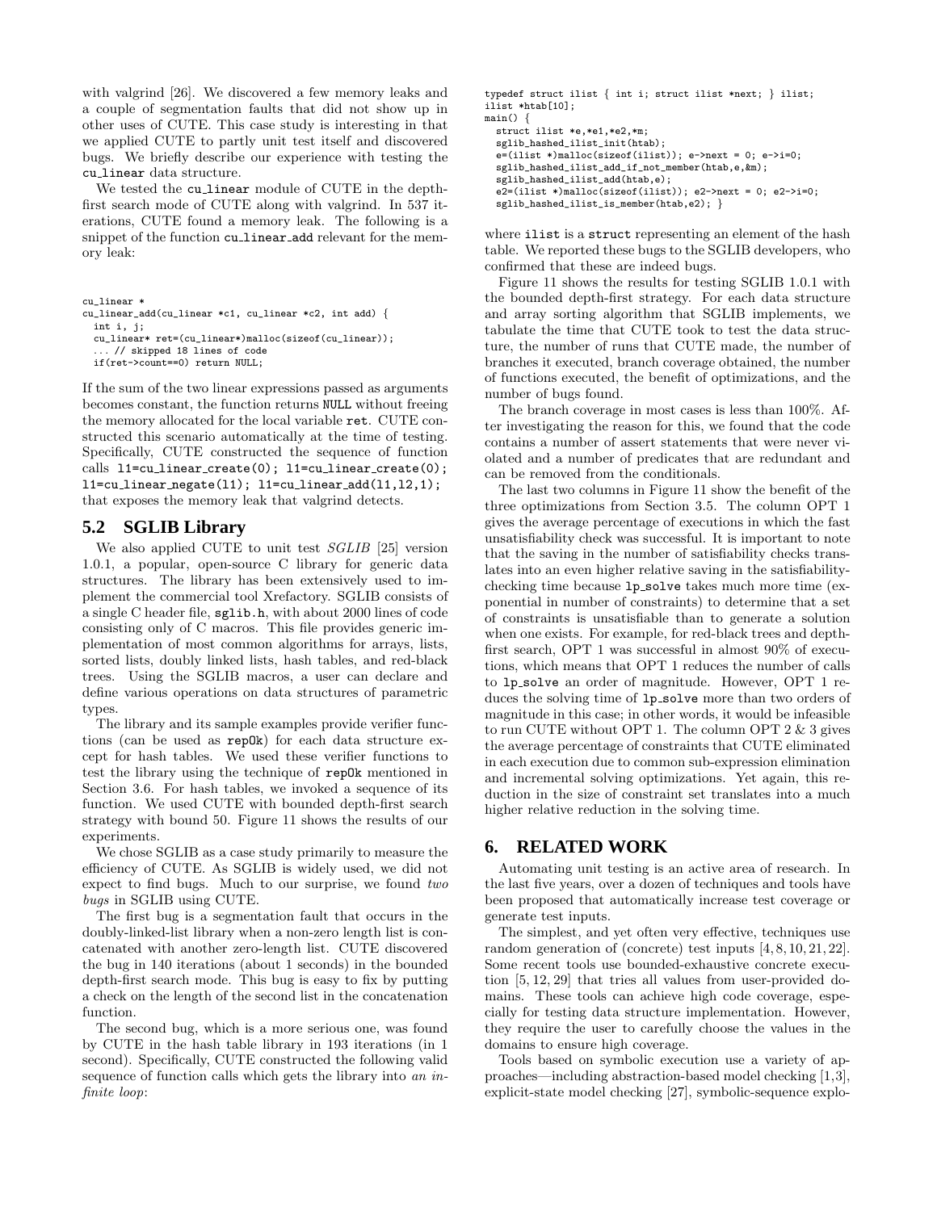with valgrind [26]. We discovered a few memory leaks and a couple of segmentation faults that did not show up in other uses of CUTE. This case study is interesting in that we applied CUTE to partly unit test itself and discovered bugs. We briefly describe our experience with testing the cu_linear data structure.

We tested the cu_linear module of CUTE in the depth-first search mode of CUTE along with valgrind. In 537 iterations, CUTE found a memory leak. The following is a snippet of the function cu_linear_add relevant for the memory leak:

```
cu_linear *
cu_linear_add(cu_linear *c1, cu_linear *c2, int add) {
  int i, j;
  cu_linear* ret=(cu_linear*)malloc(sizeof(cu_linear));
  ... // skipped 18 lines of code
  if(ret->count==0) return NULL;
```

If the sum of the two linear expressions passed as arguments becomes constant, the function returns NULL without freeing the memory allocated for the local variable ret. CUTE constructed this scenario automatically at the time of testing. Specifically, CUTE constructed the sequence of function calls l1=cu_linear_create(0); l1=cu_linear_create(0); l1=cu_linear_negate(l1); l1=cu_linear_add(l1,l2,1); that exposes the memory leak that valgrind detects.

## 5.2 SGLIB Library

We also applied CUTE to unit test *SGLIB* [25] version 1.0.1, a popular, open-source C library for generic data structures. The library has been extensively used to implement the commercial tool Xrefactory. SGLIB consists of a single C header file, sglib.h, with about 2000 lines of code consisting only of C macros. This file provides generic implementation of most common algorithms for arrays, lists, sorted lists, doubly linked lists, hash tables, and red-black trees. Using the SGLIB macros, a user can declare and define various operations on data structures of parametric types.

The library and its sample examples provide verifier functions (can be used as repOk) for each data structure except for hash tables. We used these verifier functions to test the library using the technique of repOk mentioned in Section 3.6. For hash tables, we invoked a sequence of its function. We used CUTE with bounded depth-first search strategy with bound 50. Figure 11 shows the results of our experiments.

We chose SGLIB as a case study primarily to measure the efficiency of CUTE. As SGLIB is widely used, we did not expect to find bugs. Much to our surprise, we found *two bugs* in SGLIB using CUTE.

The first bug is a segmentation fault that occurs in the doubly-linked-list library when a non-zero length list is concatenated with another zero-length list. CUTE discovered the bug in 140 iterations (about 1 seconds) in the bounded depth-first search mode. This bug is easy to fix by putting a check on the length of the second list in the concatenation function.

The second bug, which is a more serious one, was found by CUTE in the hash table library in 193 iterations (in 1 second). Specifically, CUTE constructed the following valid sequence of function calls which gets the library into *an infinite loop*:

```
typedef struct ilist { int i; struct ilist *next; } ilist;
ilist *htab[10];
main() {
  struct ilist *e,*e1,*e2,*m;
  sglib_hashed_ilist_init(htab);
  e=(ilist *)malloc(sizeof(ilist)); e->next = 0; e->i=0;
  sglib_hashed_ilist_add_if_not_member(htab,e,&m);
  sglib_hashed_ilist_add(htab,e);
  e2=(ilist *)malloc(sizeof(ilist)); e2->next = 0; e2->i=0;
  sglib_hashed_ilist_is_member(htab,e2); }
```

where ilist is a struct representing an element of the hash table. We reported these bugs to the SGLIB developers, who confirmed that these are indeed bugs.

Figure 11 shows the results for testing SGLIB 1.0.1 with the bounded depth-first strategy. For each data structure and array sorting algorithm that SGLIB implements, we tabulate the time that CUTE took to test the data structure, the number of runs that CUTE made, the number of branches it executed, branch coverage obtained, the number of functions executed, the benefit of optimizations, and the number of bugs found.

The branch coverage in most cases is less than 100%. After investigating the reason for this, we found that the code contains a number of assert statements that were never violated and a number of predicates that are redundant and can be removed from the conditionals.

The last two columns in Figure 11 show the benefit of the three optimizations from Section 3.5. The column OPT 1 gives the average percentage of executions in which the fast unsatisfiability check was successful. It is important to note that the saving in the number of satisfiability checks translates into an even higher relative saving in the satisfiability-checking time because lp_solve takes much more time (exponential in number of constraints) to determine that a set of constraints is unsatisfiable than to generate a solution when one exists. For example, for red-black trees and depth-first search, OPT 1 was successful in almost 90% of executions, which means that OPT 1 reduces the number of calls to lp_solve an order of magnitude. However, OPT 1 reduces the solving time of lp_solve more than two orders of magnitude in this case; in other words, it would be infeasible to run CUTE without OPT 1. The column OPT 2 & 3 gives the average percentage of constraints that CUTE eliminated in each execution due to common sub-expression elimination and incremental solving optimizations. Yet again, this reduction in the size of constraint set translates into a much higher relative reduction in the solving time.

# 6. RELATED WORK

Automating unit testing is an active area of research. In the last five years, over a dozen of techniques and tools have been proposed that automatically increase test coverage or generate test inputs.

The simplest, and yet often very effective, techniques use random generation of (concrete) test inputs [4, 8, 10, 21, 22]. Some recent tools use bounded-exhaustive concrete execution [5, 12, 29] that tries all values from user-provided domains. These tools can achieve high code coverage, especially for testing data structure implementation. However, they require the user to carefully choose the values in the domains to ensure high coverage.

Tools based on symbolic execution use a variety of approaches—including abstraction-based model checking [1,3], explicit-state model checking [27], symbolic-sequence explo-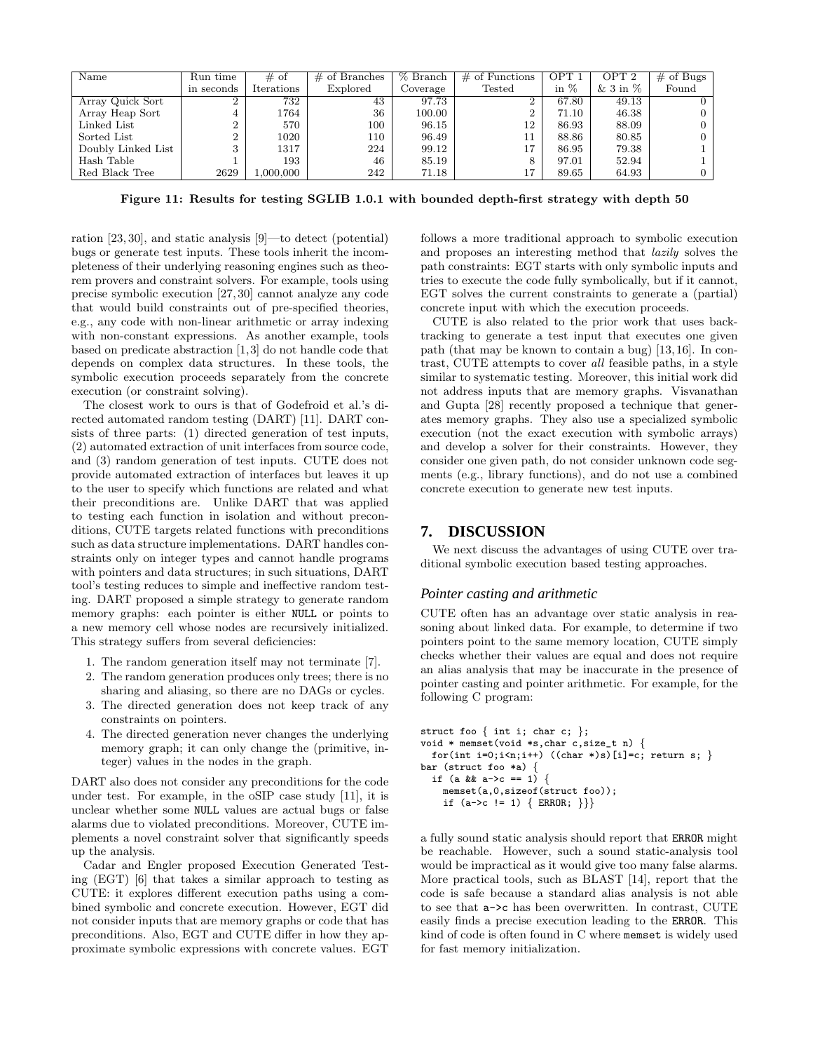| Name | Run time in seconds | # of Iterations | # of Branches Explored | % Branch Coverage | # of Functions Tested | OPT 1 in % | OPT 2 & 3 in % | # of Bugs Found |
|---|---|---|---|---|---|---|---|---|
| Array Quick Sort | 2 | 732 | 43 | 97.73 | 2 | 67.80 | 49.13 | 0 |
| Array Heap Sort | 4 | 1764 | 36 | 100.00 | 2 | 71.10 | 46.38 | 0 |
| Linked List | 2 | 570 | 100 | 96.15 | 12 | 86.93 | 88.09 | 0 |
| Sorted List | 2 | 1020 | 110 | 96.49 | 11 | 88.86 | 80.85 | 0 |
| Doubly Linked List | 3 | 1317 | 224 | 99.12 | 17 | 86.95 | 79.38 | 1 |
| Hash Table | 1 | 193 | 46 | 85.19 | 8 | 97.01 | 52.94 | 1 |
| Red Black Tree | 2629 | 1,000,000 | 242 | 71.18 | 17 | 89.65 | 64.93 | 0 |

**Figure 11: Results for testing SGLIB 1.0.1 with bounded depth-first strategy with depth 50**

ration [23, 30], and static analysis [9]—to detect (potential) bugs or generate test inputs. These tools inherit the incompleteness of their underlying reasoning engines such as theorem provers and constraint solvers. For example, tools using precise symbolic execution [27, 30] cannot analyze any code that would build constraints out of pre-specified theories, e.g., any code with non-linear arithmetic or array indexing with non-constant expressions. As another example, tools based on predicate abstraction [1, 3] do not handle code that depends on complex data structures. In these tools, the symbolic execution proceeds separately from the concrete execution (or constraint solving).

The closest work to ours is that of Godefroid et al.'s directed automated random testing (DART) [11]. DART consists of three parts: (1) directed generation of test inputs, (2) automated extraction of unit interfaces from source code, and (3) random generation of test inputs. CUTE does not provide automated extraction of interfaces but leaves it up to the user to specify which functions are related and what their preconditions are. Unlike DART that was applied to testing each function in isolation and without preconditions, CUTE targets related functions with preconditions such as data structure implementations. DART handles constraints only on integer types and cannot handle programs with pointers and data structures; in such situations, DART tool's testing reduces to simple and ineffective random testing. DART proposed a simple strategy to generate random memory graphs: each pointer is either NULL or points to a new memory cell whose nodes are recursively initialized. This strategy suffers from several deficiencies:

1. The random generation itself may not terminate [7].
2. The random generation produces only trees; there is no sharing and aliasing, so there are no DAGs or cycles.
3. The directed generation does not keep track of any constraints on pointers.
4. The directed generation never changes the underlying memory graph; it can only change the (primitive, integer) values in the nodes in the graph.

DART also does not consider any preconditions for the code under test. For example, in the oSIP case study [11], it is unclear whether some NULL values are actual bugs or false alarms due to violated preconditions. Moreover, CUTE implements a novel constraint solver that significantly speeds up the analysis.

Cadar and Engler proposed Execution Generated Testing (EGT) [6] that takes a similar approach to testing as CUTE: it explores different execution paths using a combined symbolic and concrete execution. However, EGT did not consider inputs that are memory graphs or code that has preconditions. Also, EGT and CUTE differ in how they approximate symbolic expressions with concrete values. EGT follows a more traditional approach to symbolic execution and proposes an interesting method that *lazily* solves the path constraints: EGT starts with only symbolic inputs and tries to execute the code fully symbolically, but if it cannot, EGT solves the current constraints to generate a (partial) concrete input with which the execution proceeds.

CUTE is also related to the prior work that uses backtracking to generate a test input that executes one given path (that may be known to contain a bug) [13, 16]. In contrast, CUTE attempts to cover *all* feasible paths, in a style similar to systematic testing. Moreover, this initial work did not address inputs that are memory graphs. Visvanathan and Gupta [28] recently proposed a technique that generates memory graphs. They also use a specialized symbolic execution (not the exact execution with symbolic arrays) and develop a solver for their constraints. However, they consider one given path, do not consider unknown code segments (e.g., library functions), and do not use a combined concrete execution to generate new test inputs.

## 7. DISCUSSION

We next discuss the advantages of using CUTE over traditional symbolic execution based testing approaches.

### *Pointer casting and arithmetic*

CUTE often has an advantage over static analysis in reasoning about linked data. For example, to determine if two pointers point to the same memory location, CUTE simply checks whether their values are equal and does not require an alias analysis that may be inaccurate in the presence of pointer casting and pointer arithmetic. For example, for the following C program:

```
struct foo { int i; char c; };
void * memset(void *s,char c,size_t n) {
  for(int i=0;i<n;i++) ((char *)s)[i]=c; return s; }
bar (struct foo *a) {
  if (a && a->c == 1) {
    memset(a,0,sizeof(struct foo));
    if (a->c != 1) { ERROR; }}}
```

a fully sound static analysis should report that ERROR might be reachable. However, such a sound static-analysis tool would be impractical as it would give too many false alarms. More practical tools, such as BLAST [14], report that the code is safe because a standard alias analysis is not able to see that a->c has been overwritten. In contrast, CUTE easily finds a precise execution leading to the ERROR. This kind of code is often found in C where memset is widely used for fast memory initialization.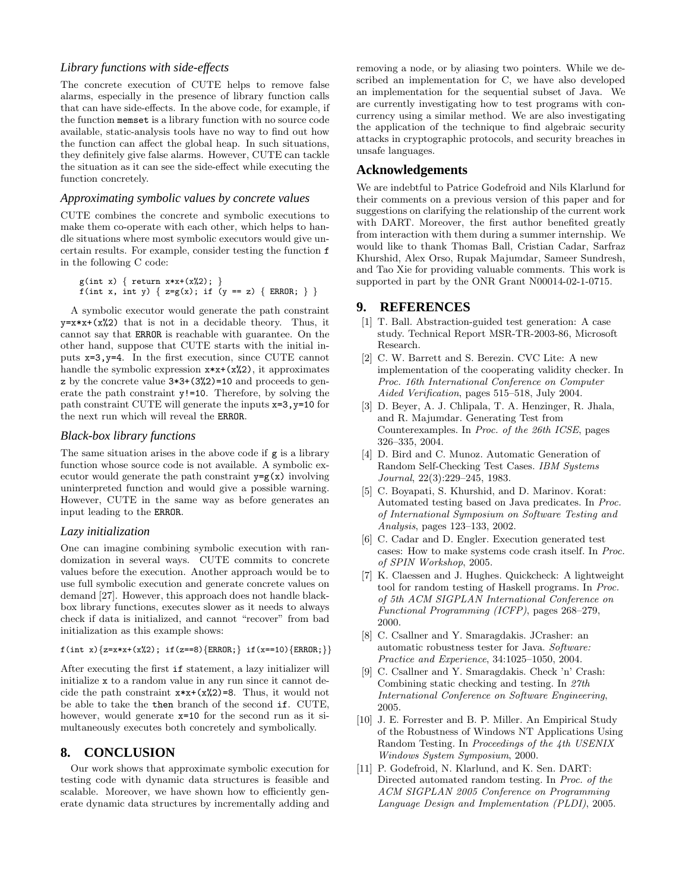### *Library functions with side-effects*

The concrete execution of CUTE helps to remove false alarms, especially in the presence of library function calls that can have side-effects. In the above code, for example, if the function `memset` is a library function with no source code available, static-analysis tools have no way to find out how the function can affect the global heap. In such situations, they definitely give false alarms. However, CUTE can tackle the situation as it can see the side-effect while executing the function concretely.

### *Approximating symbolic values by concrete values*

CUTE combines the concrete and symbolic executions to make them co-operate with each other, which helps to handle situations where most symbolic executors would give uncertain results. For example, consider testing the function `f` in the following C code:

```
g(int x) { return x*x+(x%2); }
f(int x, int y) { z=g(x); if (y == z) { ERROR; } }
```

A symbolic executor would generate the path constraint `y=x*x+(x%2)` that is not in a decidable theory. Thus, it cannot say that `ERROR` is reachable with guarantee. On the other hand, suppose that CUTE starts with the initial inputs `x=3,y=4`. In the first execution, since CUTE cannot handle the symbolic expression `x*x+(x%2)`, it approximates `z` by the concrete value `3*3+(3%2)=10` and proceeds to generate the path constraint `y!=10`. Therefore, by solving the path constraint CUTE will generate the inputs `x=3,y=10` for the next run which will reveal the `ERROR`.

### *Black-box library functions*

The same situation arises in the above code if `g` is a library function whose source code is not available. A symbolic executor would generate the path constraint `y=g(x)` involving uninterpreted function and would give a possible warning. However, CUTE in the same way as before generates an input leading to the `ERROR`.

### *Lazy initialization*

One can imagine combining symbolic execution with randomization in several ways. CUTE commits to concrete values before the execution. Another approach would be to use full symbolic execution and generate concrete values on demand [27]. However, this approach does not handle black-box library functions, executes slower as it needs to always check if data is initialized, and cannot "recover" from bad initialization as this example shows:

```
f(int x){z=x*x+(x%2); if(z==8){ERROR;} if(x==10){ERROR;}}
```

After executing the first `if` statement, a lazy initializer will initialize `x` to a random value in any run since it cannot decide the path constraint `x*x+(x%2)=8`. Thus, it would not be able to take the `then` branch of the second `if`. CUTE, however, would generate `x=10` for the second run as it simultaneously executes both concretely and symbolically.

## 8. CONCLUSION

Our work shows that approximate symbolic execution for testing code with dynamic data structures is feasible and scalable. Moreover, we have shown how to efficiently generate dynamic data structures by incrementally adding and removing a node, or by aliasing two pointers. While we described an implementation for C, we have also developed an implementation for the sequential subset of Java. We are currently investigating how to test programs with concurrency using a similar method. We are also investigating the application of the technique to find algebraic security attacks in cryptographic protocols, and security breaches in unsafe languages.

## Acknowledgements

We are indebtful to Patrice Godefroid and Nils Klarlund for their comments on a previous version of this paper and for suggestions on clarifying the relationship of the current work with DART. Moreover, the first author benefited greatly from interaction with them during a summer internship. We would like to thank Thomas Ball, Cristian Cadar, Sarfraz Khurshid, Alex Orso, Rupak Majumdar, Sameer Sundresh, and Tao Xie for providing valuable comments. This work is supported in part by the ONR Grant N00014-02-1-0715.

## 9. REFERENCES

[1] T. Ball. Abstraction-guided test generation: A case study. Technical Report MSR-TR-2003-86, Microsoft Research.

[2] C. W. Barrett and S. Berezin. CVC Lite: A new implementation of the cooperating validity checker. In *Proc. 16th International Conference on Computer Aided Verification*, pages 515–518, July 2004.

[3] D. Beyer, A. J. Chlipala, T. A. Henzinger, R. Jhala, and R. Majumdar. Generating Test from Counterexamples. In *Proc. of the 26th ICSE*, pages 326–335, 2004.

[4] D. Bird and C. Munoz. Automatic Generation of Random Self-Checking Test Cases. *IBM Systems Journal*, 22(3):229–245, 1983.

[5] C. Boyapati, S. Khurshid, and D. Marinov. Korat: Automated testing based on Java predicates. In *Proc. of International Symposium on Software Testing and Analysis*, pages 123–133, 2002.

[6] C. Cadar and D. Engler. Execution generated test cases: How to make systems code crash itself. In *Proc. of SPIN Workshop*, 2005.

[7] K. Claessen and J. Hughes. Quickcheck: A lightweight tool for random testing of Haskell programs. In *Proc. of 5th ACM SIGPLAN International Conference on Functional Programming (ICFP)*, pages 268–279, 2000.

[8] C. Csallner and Y. Smaragdakis. JCrasher: an automatic robustness tester for Java. *Software: Practice and Experience*, 34:1025–1050, 2004.

[9] C. Csallner and Y. Smaragdakis. Check 'n' Crash: Combining static checking and testing. In *27th International Conference on Software Engineering*, 2005.

[10] J. E. Forrester and B. P. Miller. An Empirical Study of the Robustness of Windows NT Applications Using Random Testing. In *Proceedings of the 4th USENIX Windows System Symposium*, 2000.

[11] P. Godefroid, N. Klarlund, and K. Sen. DART: Directed automated random testing. In *Proc. of the ACM SIGPLAN 2005 Conference on Programming Language Design and Implementation (PLDI)*, 2005.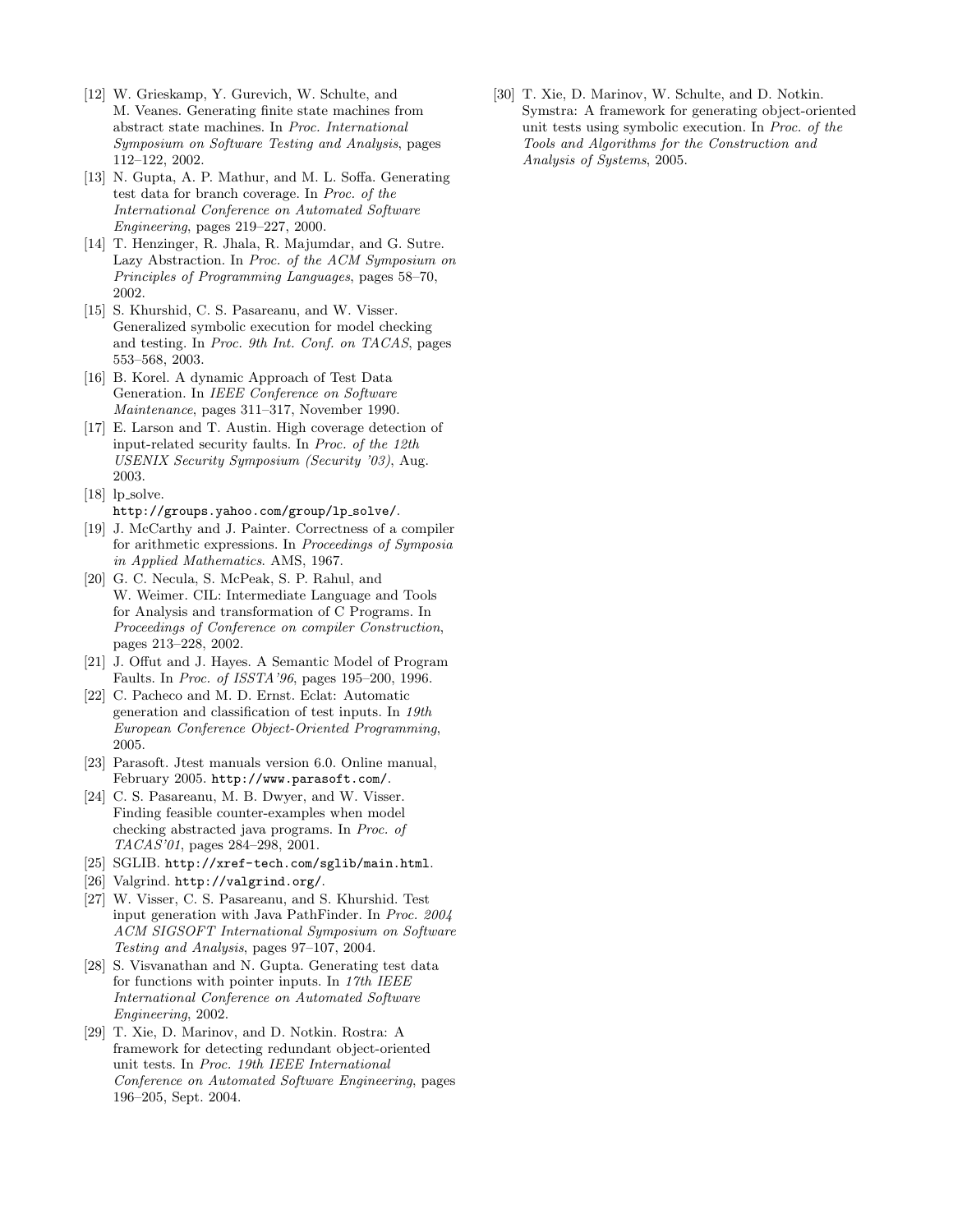[12] W. Grieskamp, Y. Gurevich, W. Schulte, and M. Veanes. Generating finite state machines from abstract state machines. In *Proc. International Symposium on Software Testing and Analysis*, pages 112–122, 2002.

[13] N. Gupta, A. P. Mathur, and M. L. Soffa. Generating test data for branch coverage. In *Proc. of the International Conference on Automated Software Engineering*, pages 219–227, 2000.

[14] T. Henzinger, R. Jhala, R. Majumdar, and G. Sutre. Lazy Abstraction. In *Proc. of the ACM Symposium on Principles of Programming Languages*, pages 58–70, 2002.

[15] S. Khurshid, C. S. Pasareanu, and W. Visser. Generalized symbolic execution for model checking and testing. In *Proc. 9th Int. Conf. on TACAS*, pages 553–568, 2003.

[16] B. Korel. A dynamic Approach of Test Data Generation. In *IEEE Conference on Software Maintenance*, pages 311–317, November 1990.

[17] E. Larson and T. Austin. High coverage detection of input-related security faults. In *Proc. of the 12th USENIX Security Symposium (Security '03)*, Aug. 2003.

[18] lp_solve. `http://groups.yahoo.com/group/lp_solve/`.

[19] J. McCarthy and J. Painter. Correctness of a compiler for arithmetic expressions. In *Proceedings of Symposia in Applied Mathematics*. AMS, 1967.

[20] G. C. Necula, S. McPeak, S. P. Rahul, and W. Weimer. CIL: Intermediate Language and Tools for Analysis and transformation of C Programs. In *Proceedings of Conference on compiler Construction*, pages 213–228, 2002.

[21] J. Offut and J. Hayes. A Semantic Model of Program Faults. In *Proc. of ISSTA'96*, pages 195–200, 1996.

[22] C. Pacheco and M. D. Ernst. Eclat: Automatic generation and classification of test inputs. In *19th European Conference Object-Oriented Programming*, 2005.

[23] Parasoft. Jtest manuals version 6.0. Online manual, February 2005. `http://www.parasoft.com/`.

[24] C. S. Pasareanu, M. B. Dwyer, and W. Visser. Finding feasible counter-examples when model checking abstracted java programs. In *Proc. of TACAS'01*, pages 284–298, 2001.

[25] SGLIB. `http://xref-tech.com/sglib/main.html`.

[26] Valgrind. `http://valgrind.org/`.

[27] W. Visser, C. S. Pasareanu, and S. Khurshid. Test input generation with Java PathFinder. In *Proc. 2004 ACM SIGSOFT International Symposium on Software Testing and Analysis*, pages 97–107, 2004.

[28] S. Visvanathan and N. Gupta. Generating test data for functions with pointer inputs. In *17th IEEE International Conference on Automated Software Engineering*, 2002.

[29] T. Xie, D. Marinov, and D. Notkin. Rostra: A framework for detecting redundant object-oriented unit tests. In *Proc. 19th IEEE International Conference on Automated Software Engineering*, pages 196–205, Sept. 2004.

[30] T. Xie, D. Marinov, W. Schulte, and D. Notkin. Symstra: A framework for generating object-oriented unit tests using symbolic execution. In *Proc. of the Tools and Algorithms for the Construction and Analysis of Systems*, 2005.